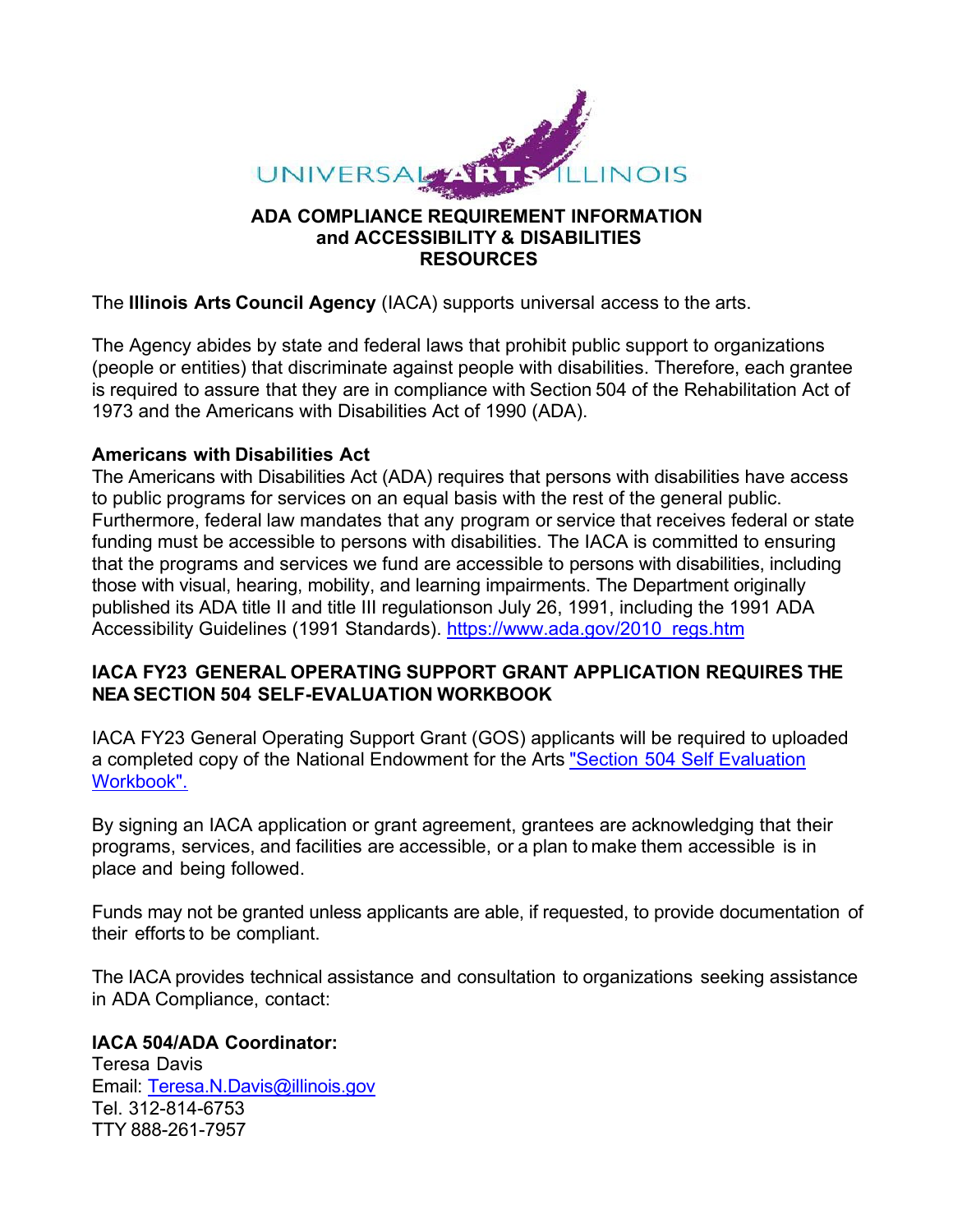UNIVERSAL ARTS ILLINOIS

# ADA COMPLIANCE REQUIREMENT INFORMATION and ACCESSIBILITY & DISABILITIES RESOURCES

The **Illinois Arts Council Agency** (IACA) supports universal access to the arts.

The Agency abides by state and federal laws that prohibit public support to organizations (people or entities) that discriminate against people with disabilities. Therefore, each grantee is required to assure that they are in compliance with Section 504 of the Rehabilitation Act of 1973 and the Americans with Disabilities Act of 1990 (ADA).

**Americans with Disabilities Act**

The Americans with Disabilities Act (ADA) requires that persons with disabilities have access to public programs for services on an equal basis with the rest of the general public. Furthermore, federal law mandates that any program or service that receives federal or state funding must be accessible to persons with disabilities. The IACA is committed to ensuring that the programs and services we fund are accessible to persons with disabilities, including those with visual, hearing, mobility, and learning impairments. The Department originally published its ADA title II and title III regulationson July 26, 1991, including the 1991 ADA Accessibility Guidelines (1991 Standards). [https://www.ada.gov/2010_regs.htm](https://www.ada.gov/2010_regs.htm)

## IACA FY23 GENERAL OPERATING SUPPORT GRANT APPLICATION REQUIRES THE NEA SECTION 504 SELF-EVALUATION WORKBOOK

IACA FY23 General Operating Support Grant (GOS) applicants will be required to uploaded a completed copy of the National Endowment for the Arts "Section 504 Self Evaluation Workbook".

By signing an IACA application or grant agreement, grantees are acknowledging that their programs, services, and facilities are accessible, or a plan to make them accessible is in place and being followed.

Funds may not be granted unless applicants are able, if requested, to provide documentation of their efforts to be compliant.

The IACA provides technical assistance and consultation to organizations seeking assistance in ADA Compliance, contact:

**IACA 504/ADA Coordinator:**
Teresa Davis
Email: [Teresa.N.Davis@illinois.gov](mailto:Teresa.N.Davis@illinois.gov)
Tel. 312-814-6753
TTY 888-261-7957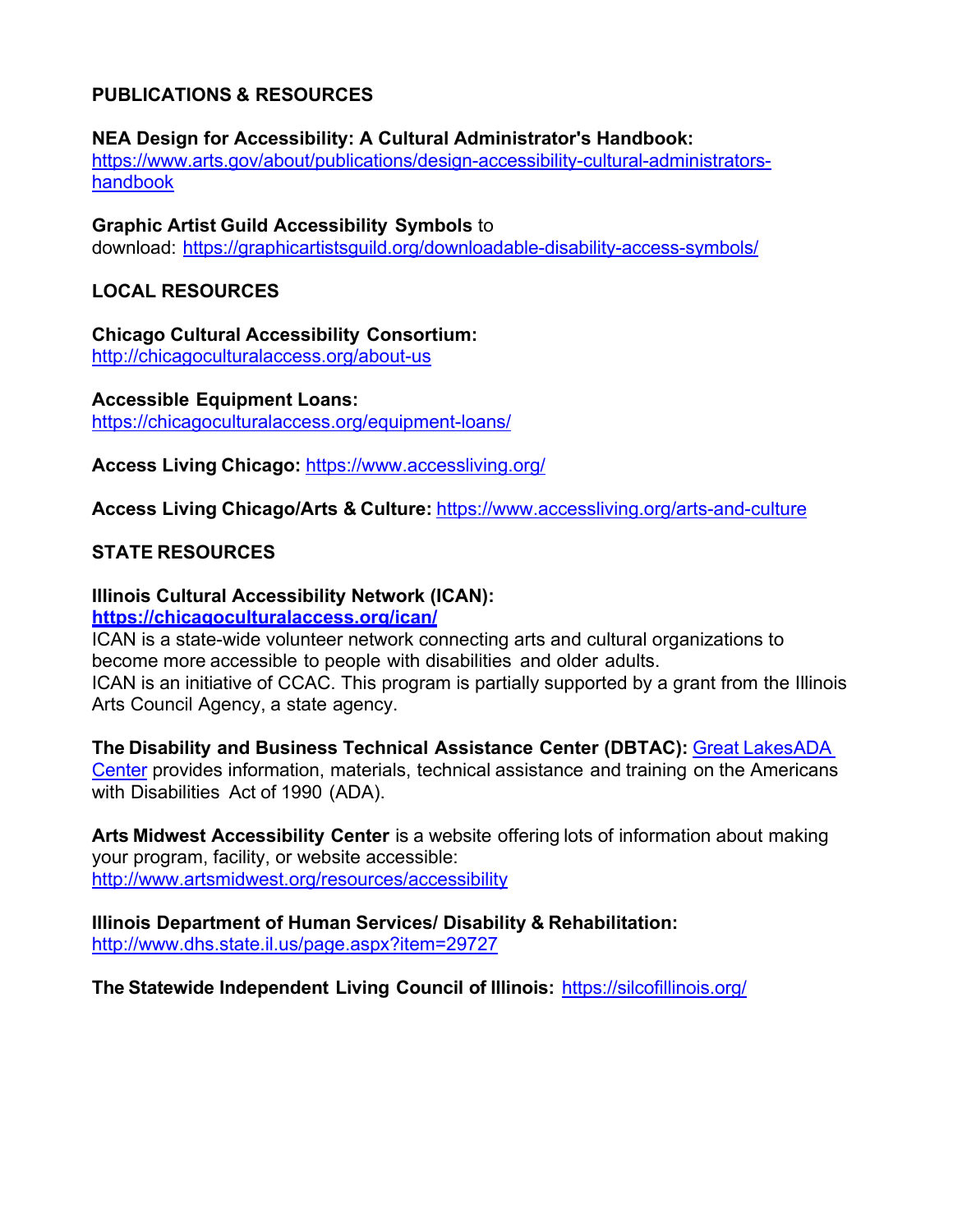## PUBLICATIONS & RESOURCES

**NEA Design for Accessibility: A Cultural Administrator's Handbook:**
https://www.arts.gov/about/publications/design-accessibility-cultural-administrators-handbook

**Graphic Artist Guild Accessibility Symbols** to download: https://graphicartistsguild.org/downloadable-disability-access-symbols/

## LOCAL RESOURCES

**Chicago Cultural Accessibility Consortium:**
http://chicagoculturalaccess.org/about-us

**Accessible Equipment Loans:**
https://chicagoculturalaccess.org/equipment-loans/

**Access Living Chicago:** https://www.accessliving.org/

**Access Living Chicago/Arts & Culture:** https://www.accessliving.org/arts-and-culture

## STATE RESOURCES

**Illinois Cultural Accessibility Network (ICAN):**
**https://chicagoculturalaccess.org/ican/**
ICAN is a state-wide volunteer network connecting arts and cultural organizations to become more accessible to people with disabilities and older adults.
ICAN is an initiative of CCAC. This program is partially supported by a grant from the Illinois Arts Council Agency, a state agency.

**The Disability and Business Technical Assistance Center (DBTAC):** Great LakesADA Center provides information, materials, technical assistance and training on the Americans with Disabilities Act of 1990 (ADA).

**Arts Midwest Accessibility Center** is a website offering lots of information about making your program, facility, or website accessible:
http://www.artsmidwest.org/resources/accessibility

**Illinois Department of Human Services/ Disability & Rehabilitation:**
http://www.dhs.state.il.us/page.aspx?item=29727

**The Statewide Independent Living Council of Illinois:** https://silcofillinois.org/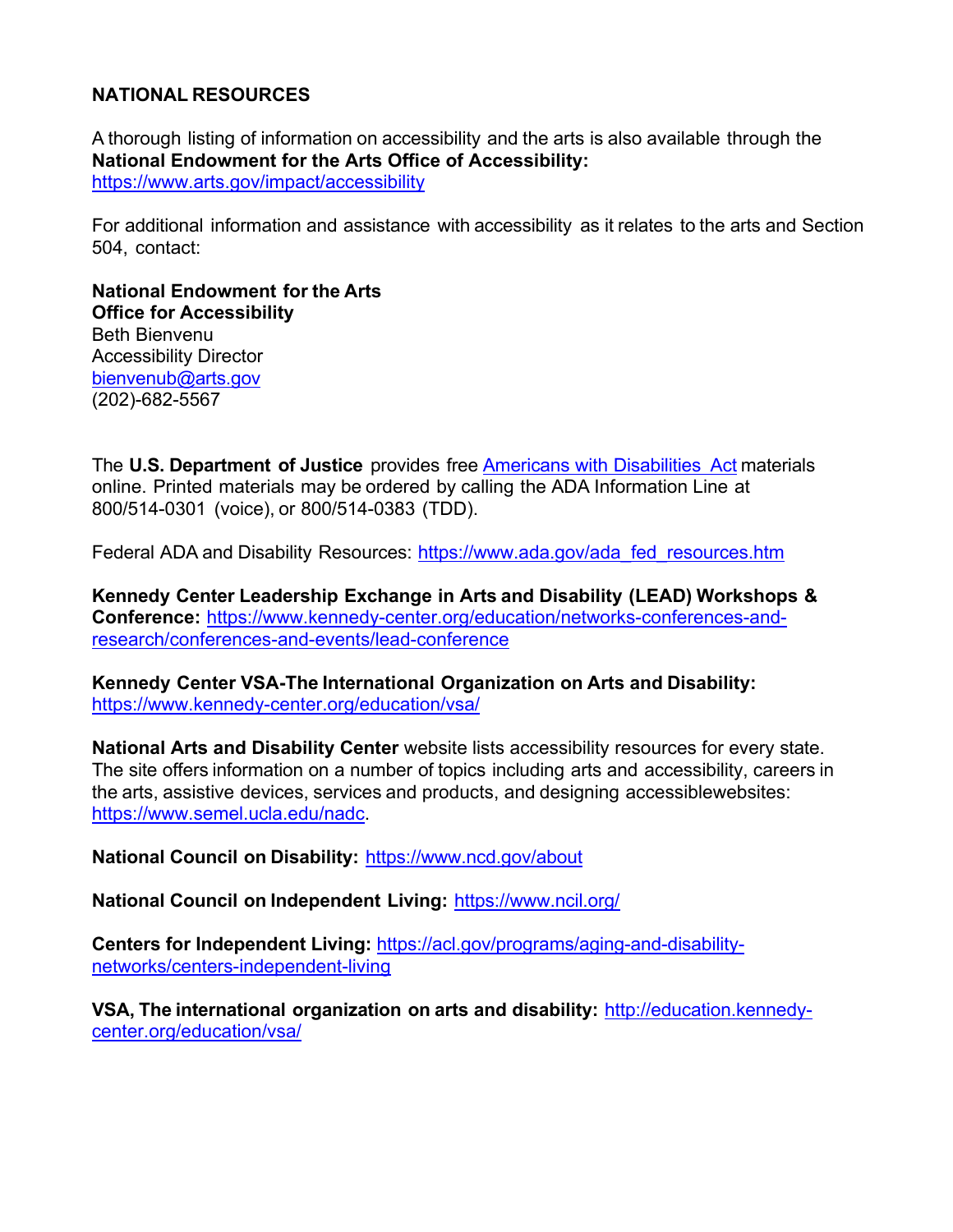**NATIONAL RESOURCES**

A thorough listing of information on accessibility and the arts is also available through the **National Endowment for the Arts Office of Accessibility:** https://www.arts.gov/impact/accessibility

For additional information and assistance with accessibility as it relates to the arts and Section 504, contact:

**National Endowment for the Arts**
**Office for Accessibility**
Beth Bienvenu
Accessibility Director
bienvenub@arts.gov
(202)-682-5567

The **U.S. Department of Justice** provides free Americans with Disabilities Act materials online. Printed materials may be ordered by calling the ADA Information Line at 800/514-0301 (voice), or 800/514-0383 (TDD).

Federal ADA and Disability Resources: https://www.ada.gov/ada_fed_resources.htm

**Kennedy Center Leadership Exchange in Arts and Disability (LEAD) Workshops & Conference:** https://www.kennedy-center.org/education/networks-conferences-and-research/conferences-and-events/lead-conference

**Kennedy Center VSA-The International Organization on Arts and Disability:** https://www.kennedy-center.org/education/vsa/

**National Arts and Disability Center** website lists accessibility resources for every state. The site offers information on a number of topics including arts and accessibility, careers in the arts, assistive devices, services and products, and designing accessiblewebsites: https://www.semel.ucla.edu/nadc.

**National Council on Disability:** https://www.ncd.gov/about

**National Council on Independent Living:** https://www.ncil.org/

**Centers for Independent Living:** https://acl.gov/programs/aging-and-disability-networks/centers-independent-living

**VSA, The international organization on arts and disability:** http://education.kennedy-center.org/education/vsa/